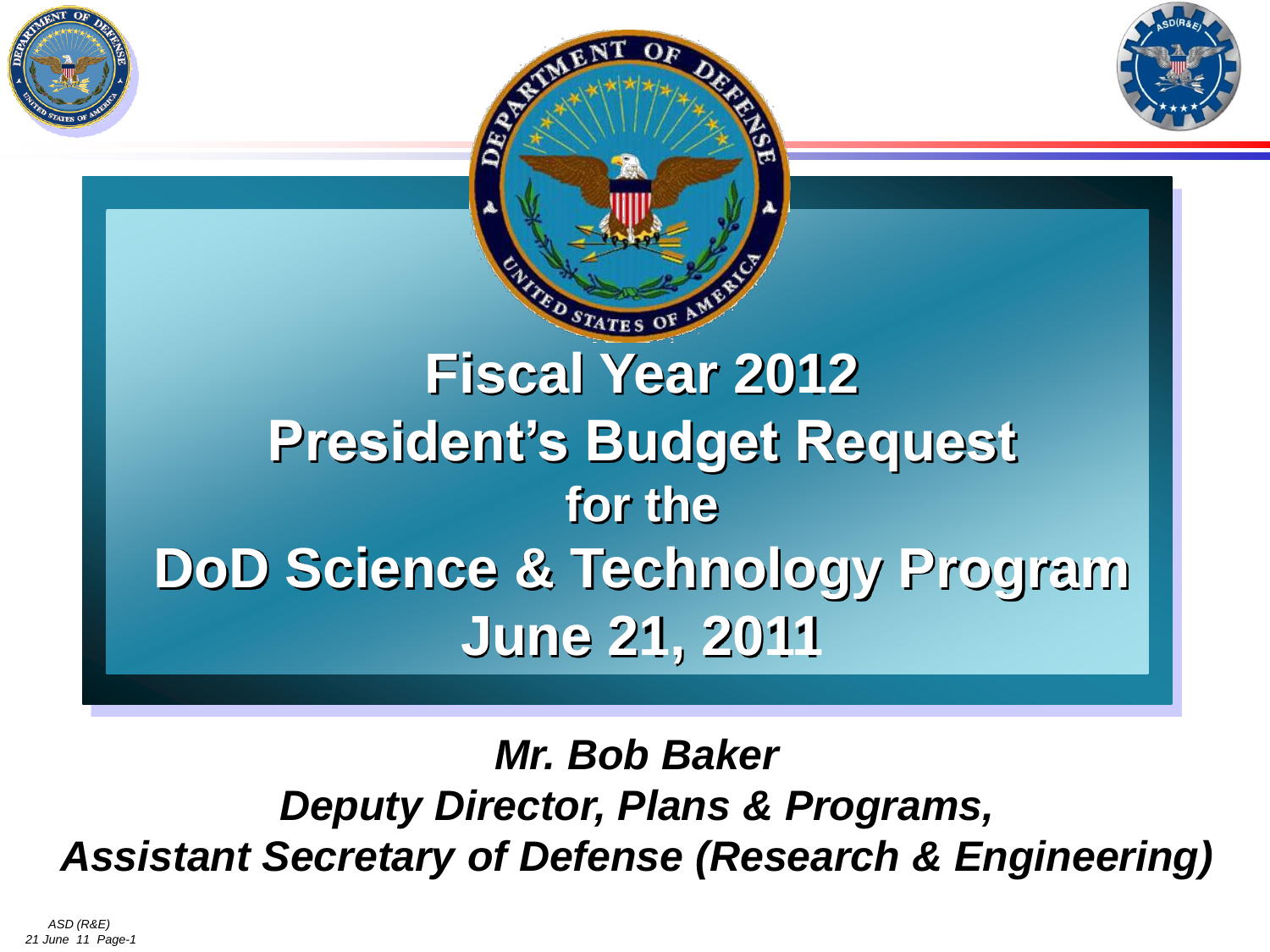# Fiscal Year 2012 President's Budget Request for the DoD Science & Technology Program

## June 21, 2011

***Mr. Bob Baker***

***Deputy Director, Plans & Programs,***

***Assistant Secretary of Defense (Research & Engineering)***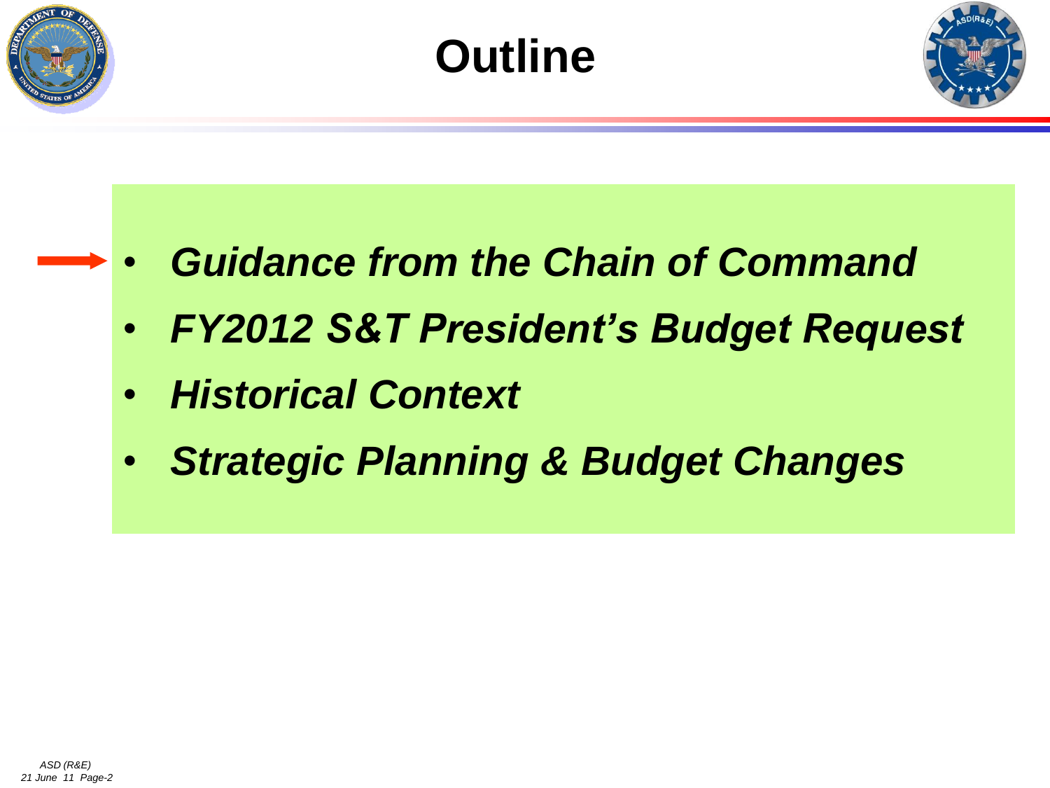# Outline

- ***Guidance from the Chain of Command***
- ***FY2012 S&T President's Budget Request***
- ***Historical Context***
- ***Strategic Planning & Budget Changes***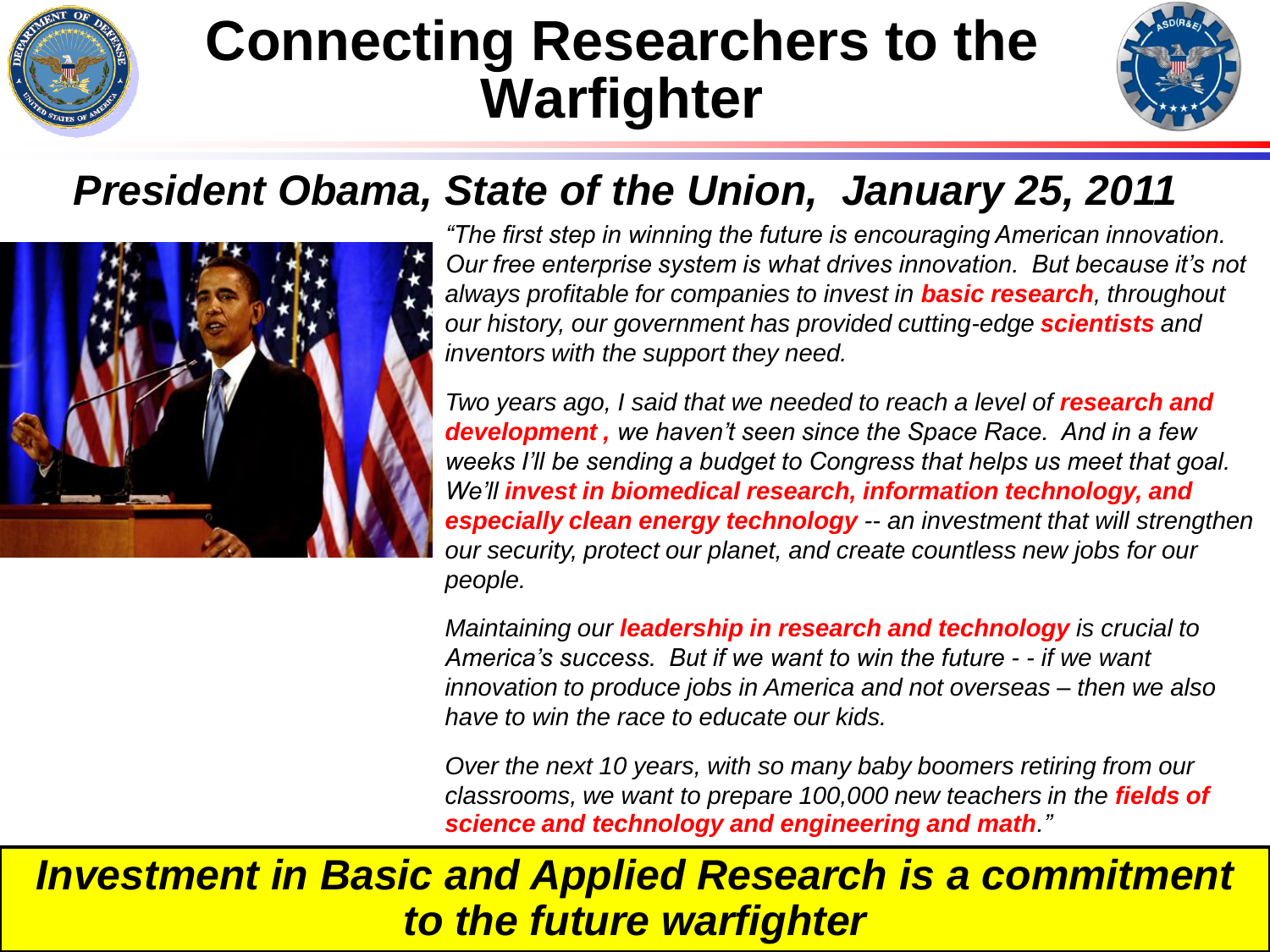# Connecting Researchers to the Warfighter

## *President Obama, State of the Union, January 25, 2011*

*"The first step in winning the future is encouraging American innovation. Our free enterprise system is what drives innovation. But because it's not always profitable for companies to invest in **basic research**, throughout our history, our government has provided cutting-edge **scientists** and inventors with the support they need.*

*Two years ago, I said that we needed to reach a level of **research and development ,** we haven't seen since the Space Race. And in a few weeks I'll be sending a budget to Congress that helps us meet that goal. We'll **invest in biomedical research, information technology, and especially clean energy technology** -- an investment that will strengthen our security, protect our planet, and create countless new jobs for our people.*

*Maintaining our **leadership in research and technology** is crucial to America's success. But if we want to win the future - - if we want innovation to produce jobs in America and not overseas – then we also have to win the race to educate our kids.*

*Over the next 10 years, with so many baby boomers retiring from our classrooms, we want to prepare 100,000 new teachers in the **fields of science and technology and engineering and math**."*

***Investment in Basic and Applied Research is a commitment to the future warfighter***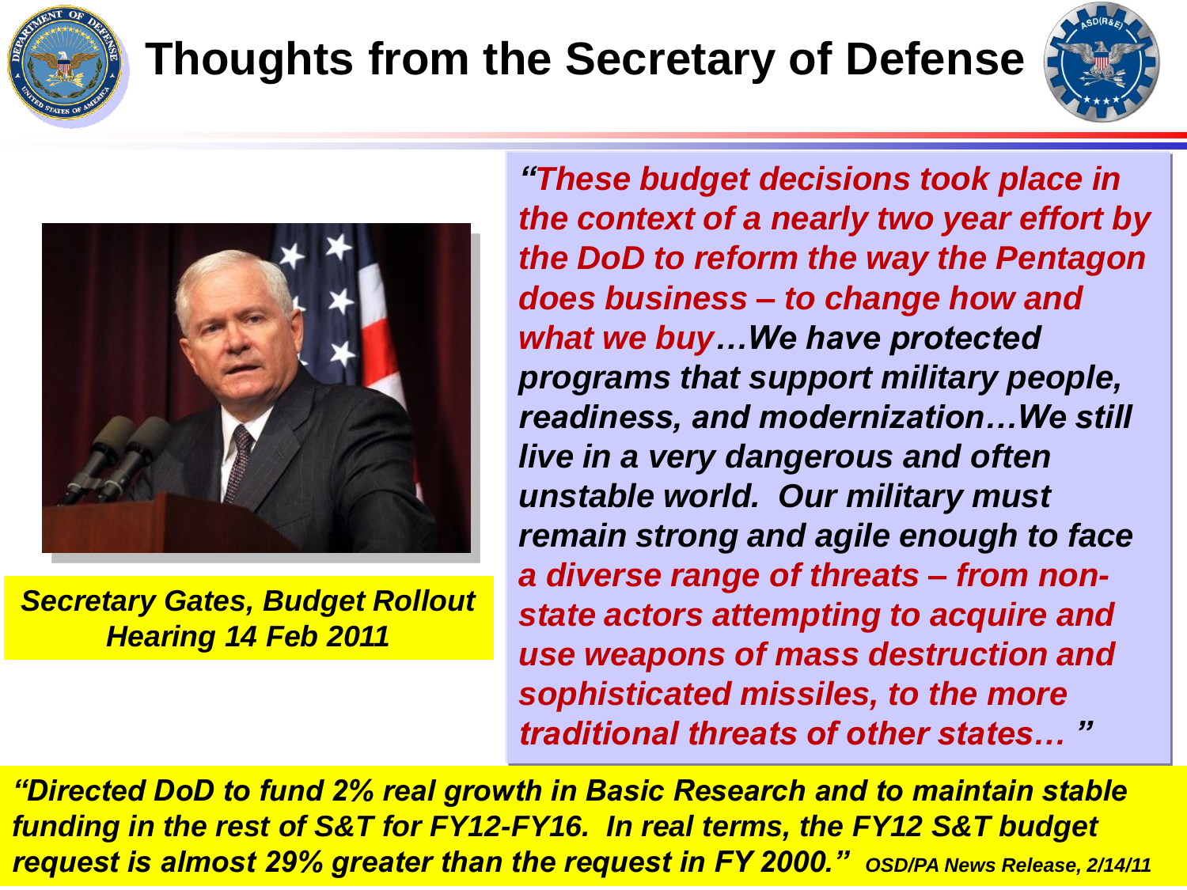# Thoughts from the Secretary of Defense

*Secretary Gates, Budget Rollout Hearing 14 Feb 2011*

***"These budget decisions took place in the context of a nearly two year effort by the DoD to reform the way the Pentagon does business – to change how and what we buy…We have protected programs that support military people, readiness, and modernization…We still live in a very dangerous and often unstable world. Our military must remain strong and agile enough to face a diverse range of threats – from non-state actors attempting to acquire and use weapons of mass destruction and sophisticated missiles, to the more traditional threats of other states… "***

***"Directed DoD to fund 2% real growth in Basic Research and to maintain stable funding in the rest of S&T for FY12-FY16. In real terms, the FY12 S&T budget request is almost 29% greater than the request in FY 2000."*** *OSD/PA News Release, 2/14/11*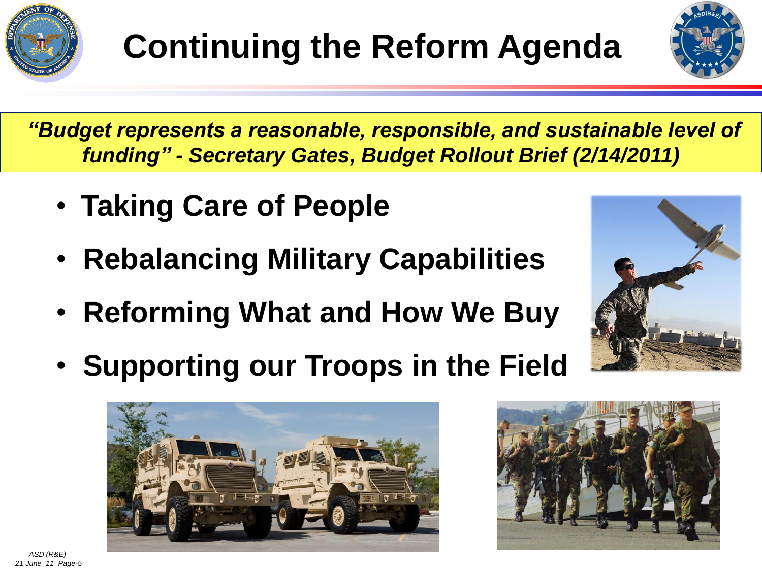# Continuing the Reform Agenda

***"Budget represents a reasonable, responsible, and sustainable level of funding" - Secretary Gates, Budget Rollout Brief (2/14/2011)***

- **Taking Care of People**
- **Rebalancing Military Capabilities**
- **Reforming What and How We Buy**
- **Supporting our Troops in the Field**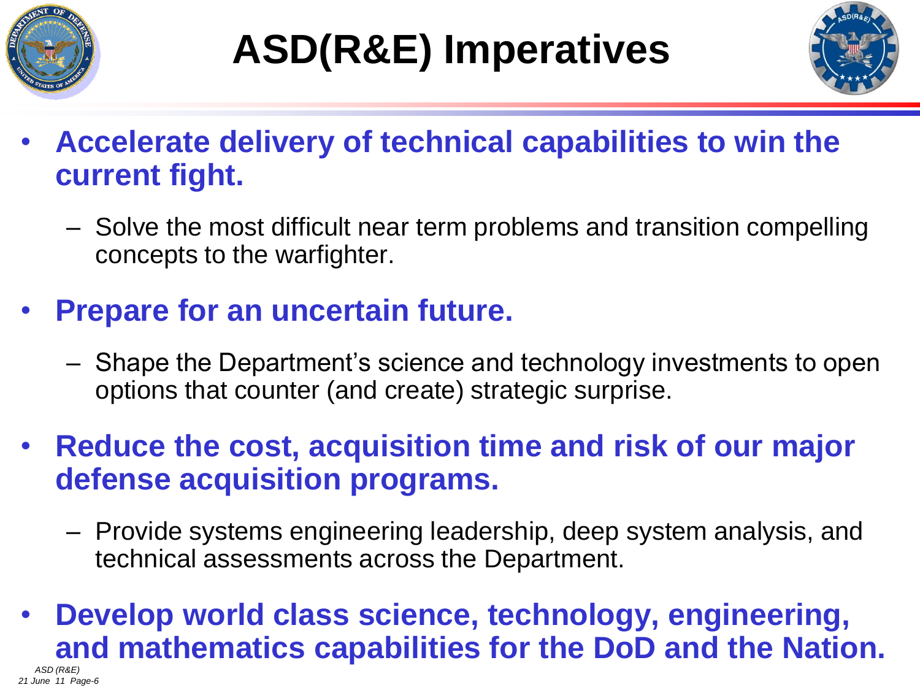# ASD(R&E) Imperatives

- **Accelerate delivery of technical capabilities to win the current fight.**
  - Solve the most difficult near term problems and transition compelling concepts to the warfighter.
- **Prepare for an uncertain future.**
  - Shape the Department's science and technology investments to open options that counter (and create) strategic surprise.
- **Reduce the cost, acquisition time and risk of our major defense acquisition programs.**
  - Provide systems engineering leadership, deep system analysis, and technical assessments across the Department.
- **Develop world class science, technology, engineering, and mathematics capabilities for the DoD and the Nation.**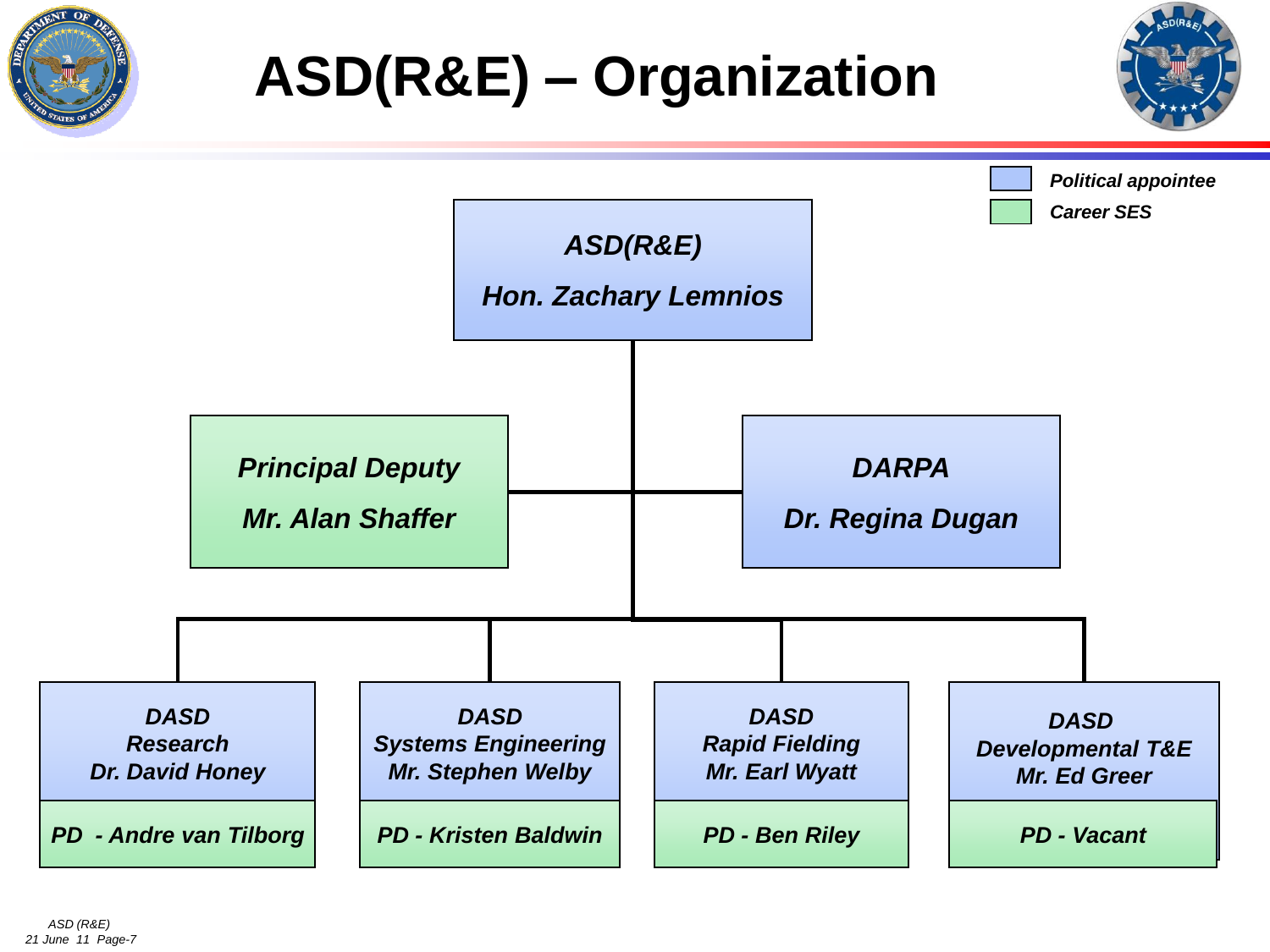# ASD(R&E) – Organization

*Legend:*
- ***Political appointee*** (blue)
- ***Career SES*** (green)

***ASD(R&E)***
***Hon. Zachary Lemnios*** *(Political appointee)*

- ***Principal Deputy*** — ***Mr. Alan Shaffer*** *(Career SES)*
- ***DARPA*** — ***Dr. Regina Dugan*** *(Political appointee)*

| ***DASD Research*** | ***DASD Systems Engineering*** | ***DASD Rapid Fielding*** | ***DASD Developmental T&E*** |
|---|---|---|---|
| ***Dr. David Honey*** | ***Mr. Stephen Welby*** | ***Mr. Earl Wyatt*** | ***Mr. Ed Greer*** |
| ***PD - Andre van Tilborg*** | ***PD - Kristen Baldwin*** | ***PD - Ben Riley*** | ***PD - Vacant*** |

*ASD (R&E)*
*21 June 11 Page-7*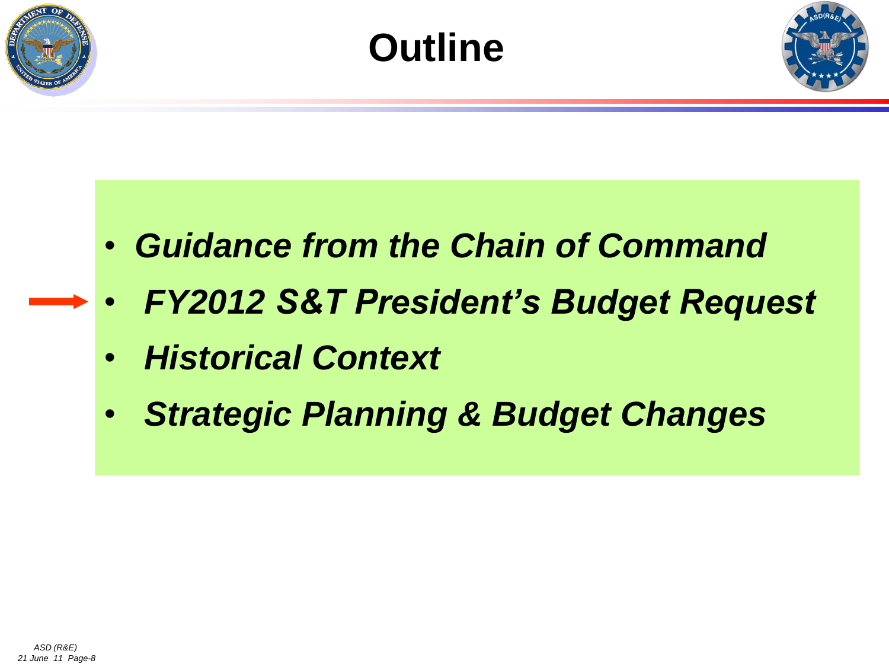# Outline

- ***Guidance from the Chain of Command***
- ***FY2012 S&T President's Budget Request***
- ***Historical Context***
- ***Strategic Planning & Budget Changes***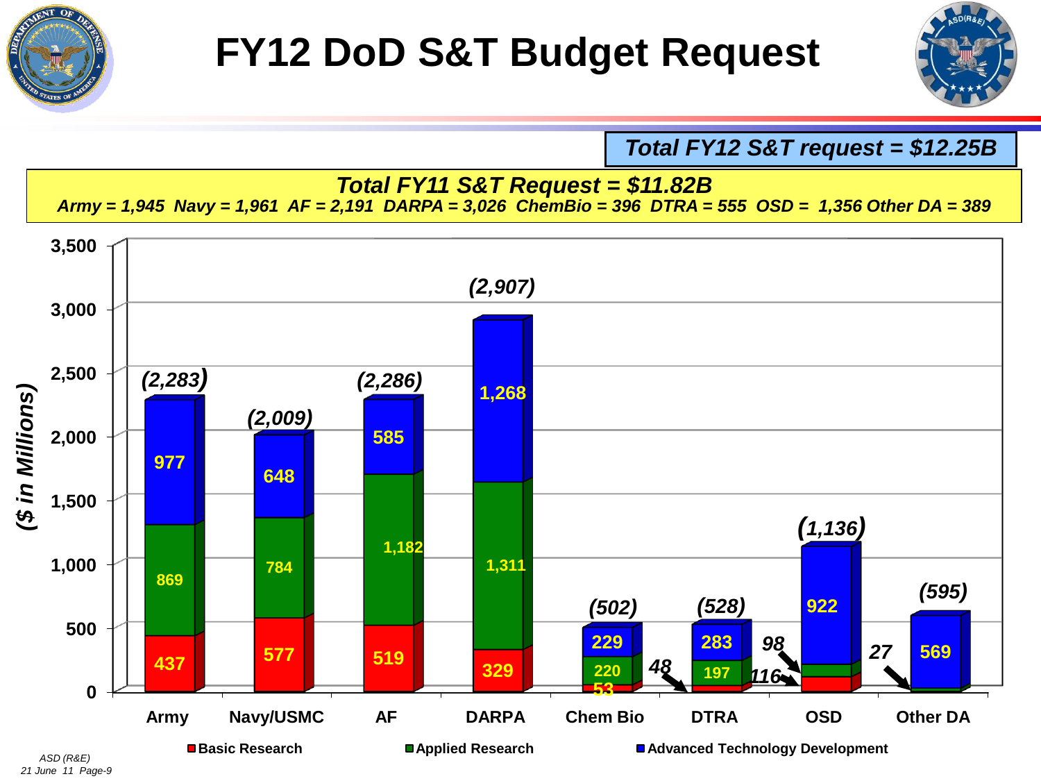# FY12 DoD S&T Budget Request

***Total FY12 S&T request = $12.25B***

***Total FY11 S&T Request = $11.82B***

***Army = 1,945 Navy = 1,961 AF = 2,191 DARPA = 3,026 ChemBio = 396 DTRA = 555 OSD = 1,356 Other DA = 389***

($ in Millions)

| Component | Basic Research | Applied Research | Advanced Technology Development | Total |
|---|---|---|---|---|
| Army | 437 | 869 | 977 | (2,283) |
| Navy/USMC | 577 | 784 | 648 | (2,009) |
| AF | 519 | 1,182 | 585 | (2,286) |
| DARPA | 329 | 1,311 | 1,268 | (2,907) |
| Chem Bio | 53 | 220 | 229 | (502) |
| DTRA | 48 | 197 | 283 | (528) |
| OSD | 116 | 98 | 922 | (1,136) |
| Other DA | | 27 | 569 | (595) |

ASD (R&E)
21 June 11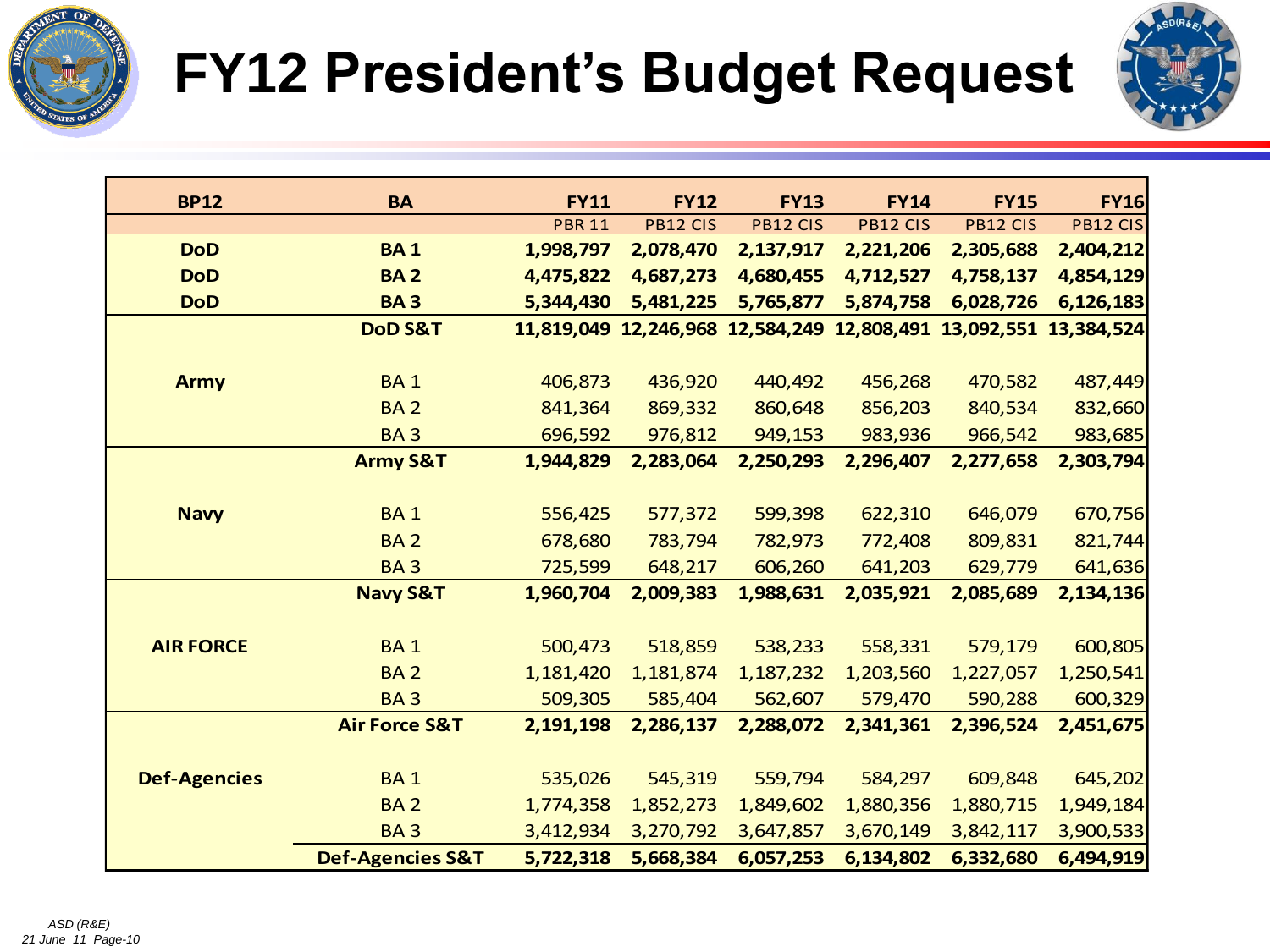# FY12 President's Budget Request

| BP12 | BA | FY11 | FY12 | FY13 | FY14 | FY15 | FY16 |
|---|---|---|---|---|---|---|---|
| | | PBR 11 | PB12 CIS | PB12 CIS | PB12 CIS | PB12 CIS | PB12 CIS |
| **DoD** | **BA 1** | **1,998,797** | **2,078,470** | **2,137,917** | **2,221,206** | **2,305,688** | **2,404,212** |
| **DoD** | **BA 2** | **4,475,822** | **4,687,273** | **4,680,455** | **4,712,527** | **4,758,137** | **4,854,129** |
| **DoD** | **BA 3** | **5,344,430** | **5,481,225** | **5,765,877** | **5,874,758** | **6,028,726** | **6,126,183** |
| | **DoD S&T** | **11,819,049** | **12,246,968** | **12,584,249** | **12,808,491** | **13,092,551** | **13,384,524** |
| **Army** | BA 1 | 406,873 | 436,920 | 440,492 | 456,268 | 470,582 | 487,449 |
| | BA 2 | 841,364 | 869,332 | 860,648 | 856,203 | 840,534 | 832,660 |
| | BA 3 | 696,592 | 976,812 | 949,153 | 983,936 | 966,542 | 983,685 |
| | **Army S&T** | **1,944,829** | **2,283,064** | **2,250,293** | **2,296,407** | **2,277,658** | **2,303,794** |
| **Navy** | BA 1 | 556,425 | 577,372 | 599,398 | 622,310 | 646,079 | 670,756 |
| | BA 2 | 678,680 | 783,794 | 782,973 | 772,408 | 809,831 | 821,744 |
| | BA 3 | 725,599 | 648,217 | 606,260 | 641,203 | 629,779 | 641,636 |
| | **Navy S&T** | **1,960,704** | **2,009,383** | **1,988,631** | **2,035,921** | **2,085,689** | **2,134,136** |
| **AIR FORCE** | BA 1 | 500,473 | 518,859 | 538,233 | 558,331 | 579,179 | 600,805 |
| | BA 2 | 1,181,420 | 1,181,874 | 1,187,232 | 1,203,560 | 1,227,057 | 1,250,541 |
| | BA 3 | 509,305 | 585,404 | 562,607 | 579,470 | 590,288 | 600,329 |
| | **Air Force S&T** | **2,191,198** | **2,286,137** | **2,288,072** | **2,341,361** | **2,396,524** | **2,451,675** |
| **Def-Agencies** | BA 1 | 535,026 | 545,319 | 559,794 | 584,297 | 609,848 | 645,202 |
| | BA 2 | 1,774,358 | 1,852,273 | 1,849,602 | 1,880,356 | 1,880,715 | 1,949,184 |
| | BA 3 | 3,412,934 | 3,270,792 | 3,647,857 | 3,670,149 | 3,842,117 | 3,900,533 |
| | **Def-Agencies S&T** | **5,722,318** | **5,668,384** | **6,057,253** | **6,134,802** | **6,332,680** | **6,494,919** |

*ASD (R&E)*
*21 June 11*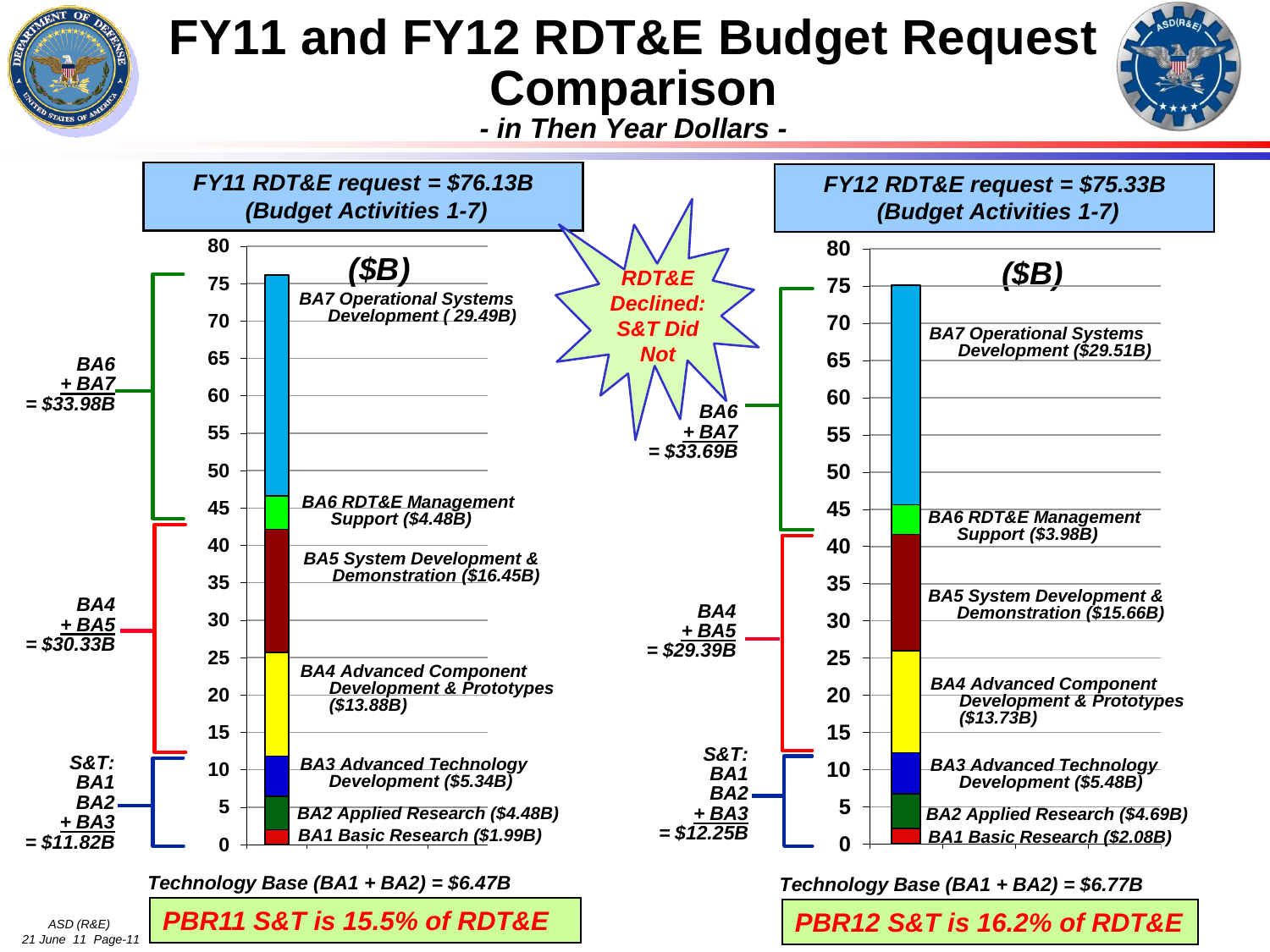# FY11 and FY12 RDT&E Budget Request Comparison

*- in Then Year Dollars -*

## FY11 RDT&E request = $76.13B (Budget Activities 1-7)

($B)

- BA7 Operational Systems Development ( 29.49B)
- BA6 RDT&E Management Support ($4.48B)
- BA5 System Development & Demonstration ($16.45B)
- BA4 Advanced Component Development & Prototypes ($13.88B)
- BA3 Advanced Technology Development ($5.34B)
- BA2 Applied Research ($4.48B)
- BA1 Basic Research ($1.99B)

BA6 + BA7 = $33.98B

BA4 + BA5 = $30.33B

S&T: BA1 BA2 + BA3 = $11.82B

Technology Base (BA1 + BA2) = $6.47B

**PBR11 S&T is 15.5% of RDT&E**

**RDT&E Declined: S&T Did Not**

## FY12 RDT&E request = $75.33B (Budget Activities 1-7)

($B)

- BA7 Operational Systems Development ($29.51B)
- BA6 RDT&E Management Support ($3.98B)
- BA5 System Development & Demonstration ($15.66B)
- BA4 Advanced Component Development & Prototypes ($13.73B)
- BA3 Advanced Technology Development ($5.48B)
- BA2 Applied Research ($4.69B)
- BA1 Basic Research ($2.08B)

BA6 + BA7 = $33.69B

BA4 + BA5 = $29.39B

S&T: BA1 BA2 + BA3 = $12.25B

Technology Base (BA1 + BA2) = $6.77B

**PBR12 S&T is 16.2% of RDT&E**

ASD (R&E)
21 June 11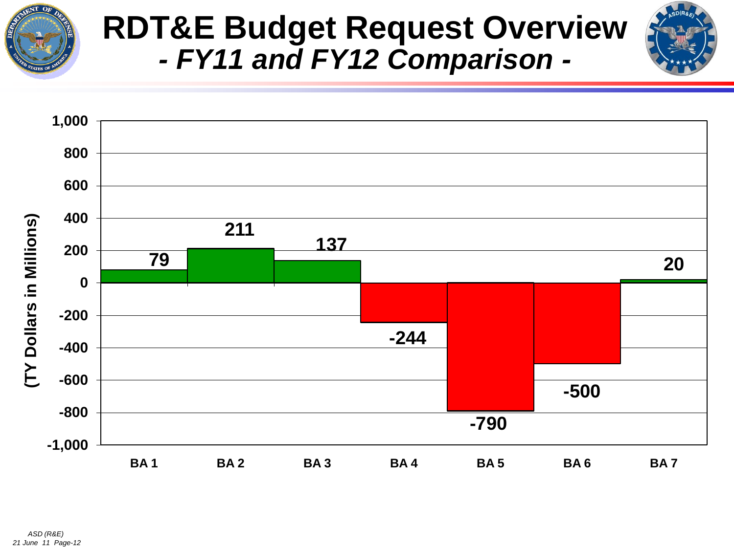# RDT&E Budget Request Overview
## *- FY11 and FY12 Comparison -*

(TY Dollars in Millions)

| | BA 1 | BA 2 | BA 3 | BA 4 | BA 5 | BA 6 | BA 7 |
|---|---|---|---|---|---|---|---|
| Change | 79 | 211 | 137 | -244 | -790 | -500 | 20 |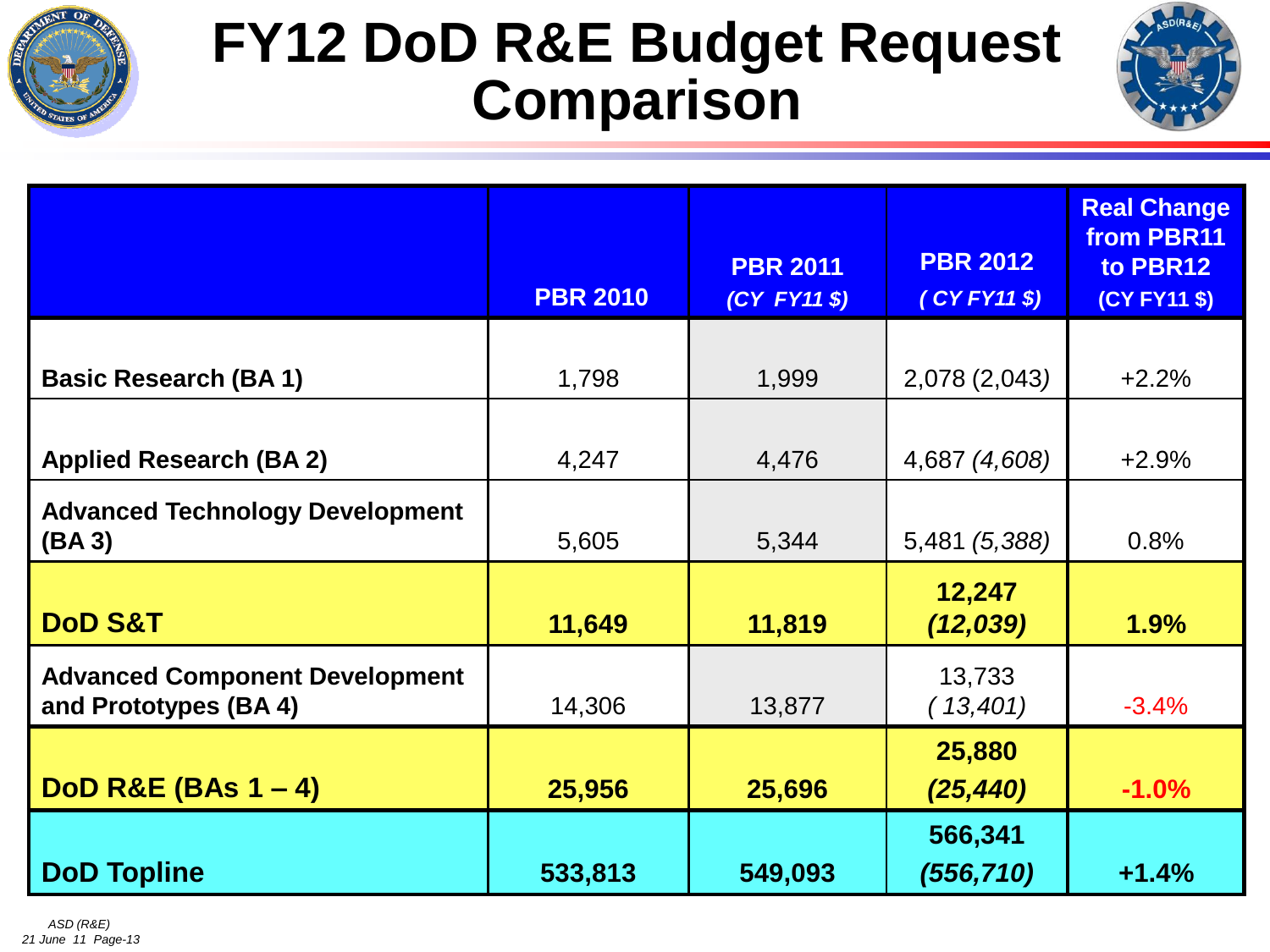# FY12 DoD R&E Budget Request Comparison

| | PBR 2010 | PBR 2011 *(CY FY11 $)* | PBR 2012 *( CY FY11 $)* | Real Change from PBR11 to PBR12 (CY FY11 $) |
|---|---|---|---|---|
| **Basic Research (BA 1)** | 1,798 | 1,999 | 2,078 (2,043) | +2.2% |
| **Applied Research (BA 2)** | 4,247 | 4,476 | 4,687 *(4,608)* | +2.9% |
| **Advanced Technology Development (BA 3)** | 5,605 | 5,344 | 5,481 *(5,388)* | 0.8% |
| **DoD S&T** | **11,649** | **11,819** | **12,247 *(12,039)*** | **1.9%** |
| **Advanced Component Development and Prototypes (BA 4)** | 14,306 | 13,877 | 13,733 *( 13,401)* | -3.4% |
| **DoD R&E (BAs 1 – 4)** | **25,956** | **25,696** | **25,880 *(25,440)*** | **-1.0%** |
| **DoD Topline** | **533,813** | **549,093** | **566,341 *(556,710)*** | **+1.4%** |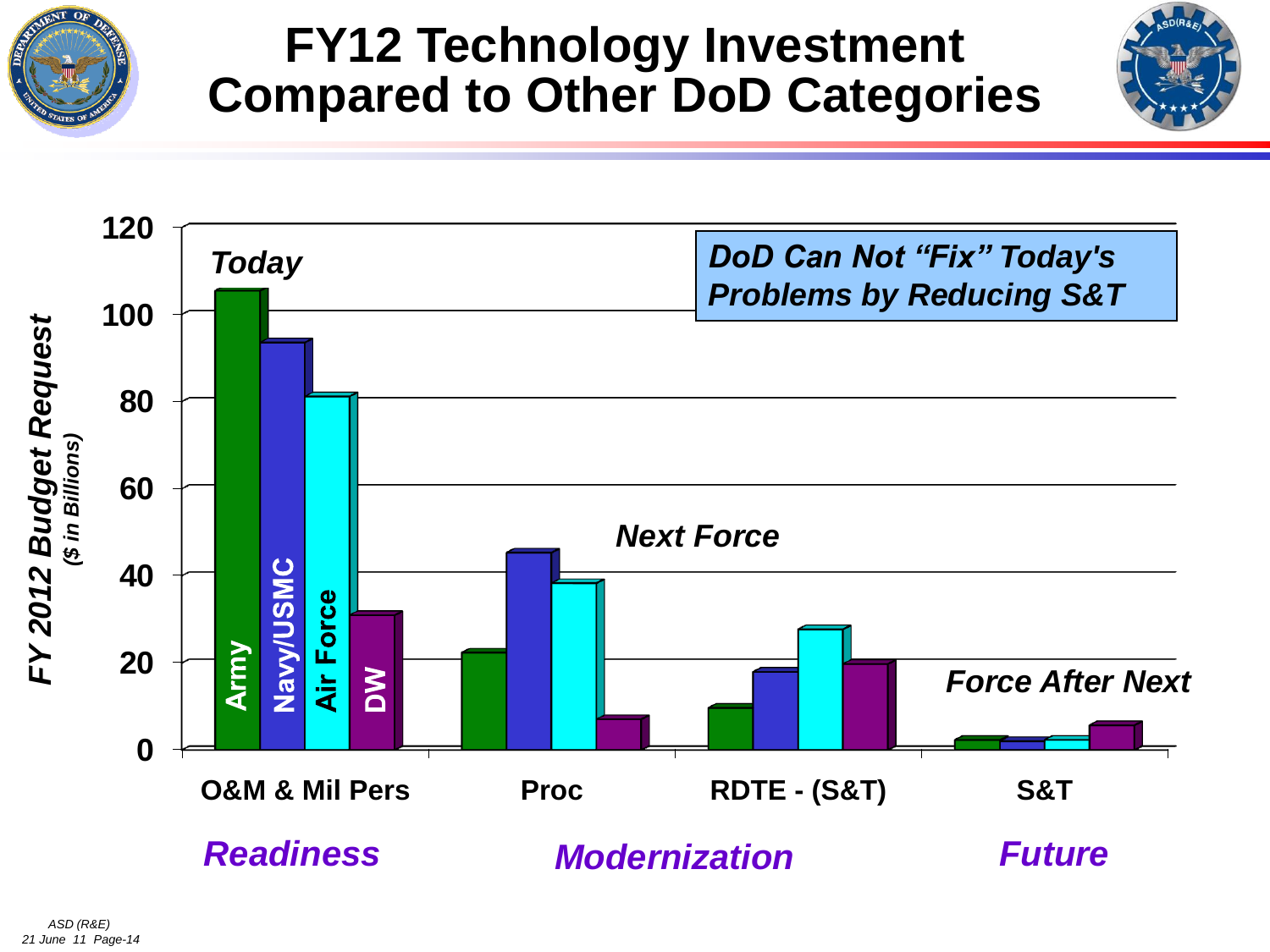# FY12 Technology Investment Compared to Other DoD Categories

*FY 2012 Budget Request* *($ in Billions)*

*Today*

*DoD Can Not "Fix" Today's Problems by Reducing S&T*

*Next Force*

*Force After Next*

Army, Navy/USMC, Air Force, DW

**O&M & Mil Pers** | **Proc** | **RDTE - (S&T)** | **S&T**

*Readiness* | *Modernization* | *Future*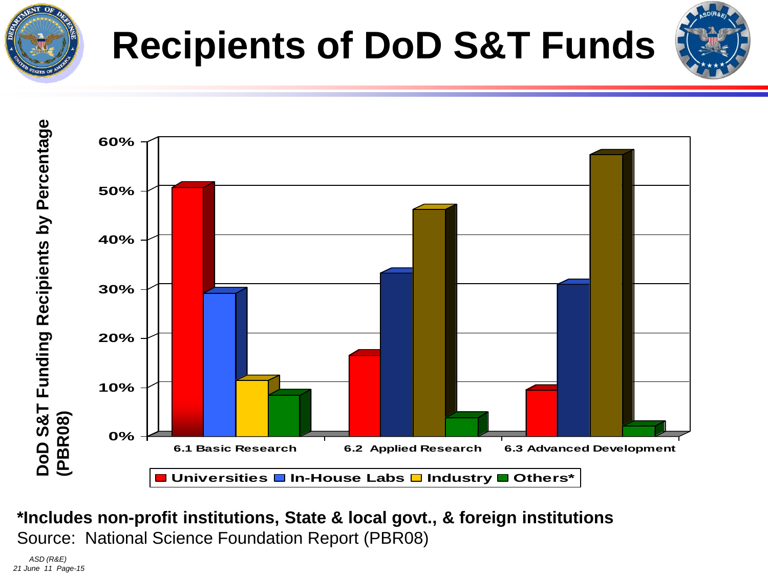# Recipients of DoD S&T Funds

*Includes non-profit institutions, State & local govt., & foreign institutions

Source: National Science Foundation Report (PBR08)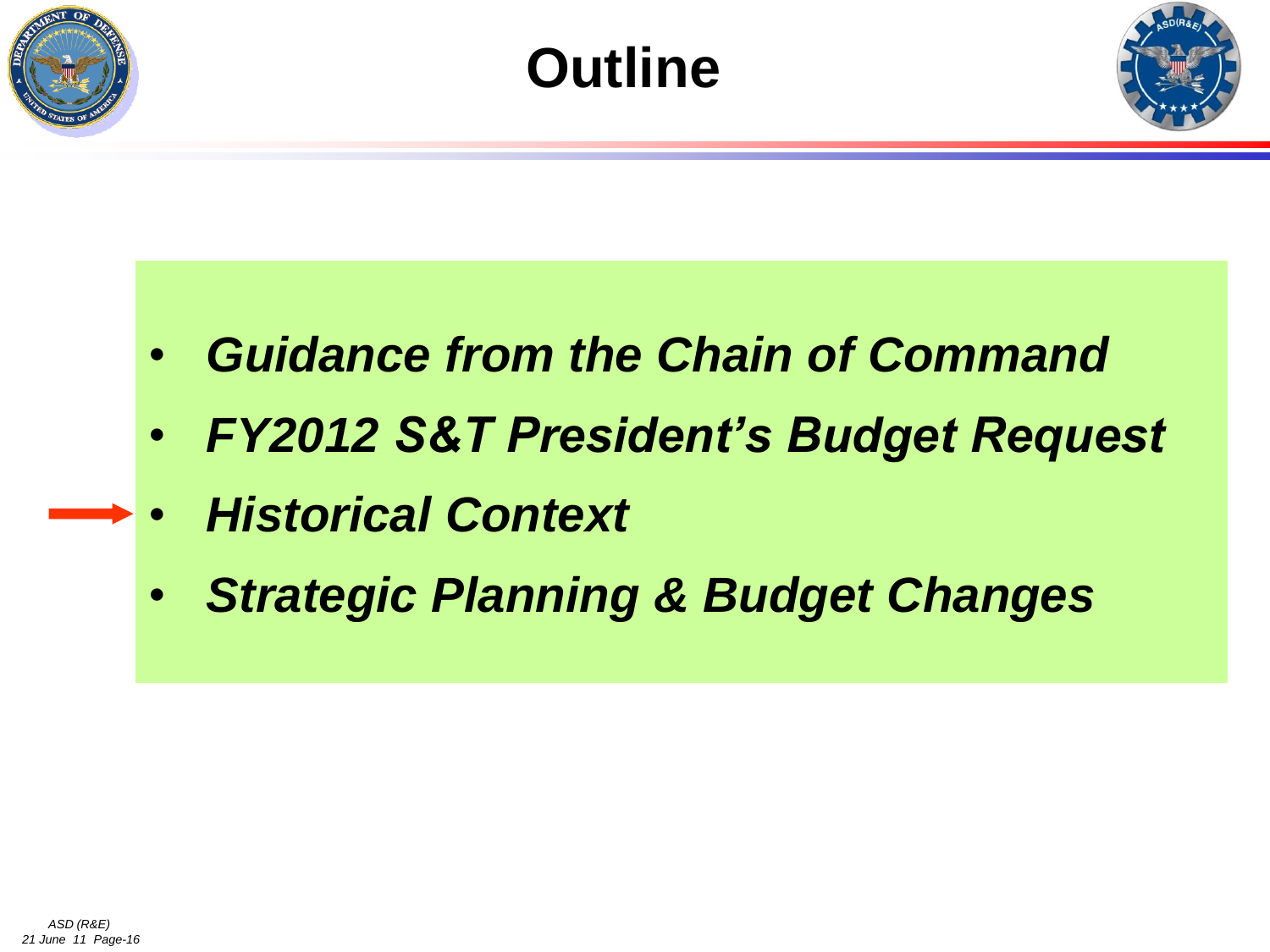# Outline

- ***Guidance from the Chain of Command***
- ***FY2012 S&T President's Budget Request***
- ***Historical Context***
- ***Strategic Planning & Budget Changes***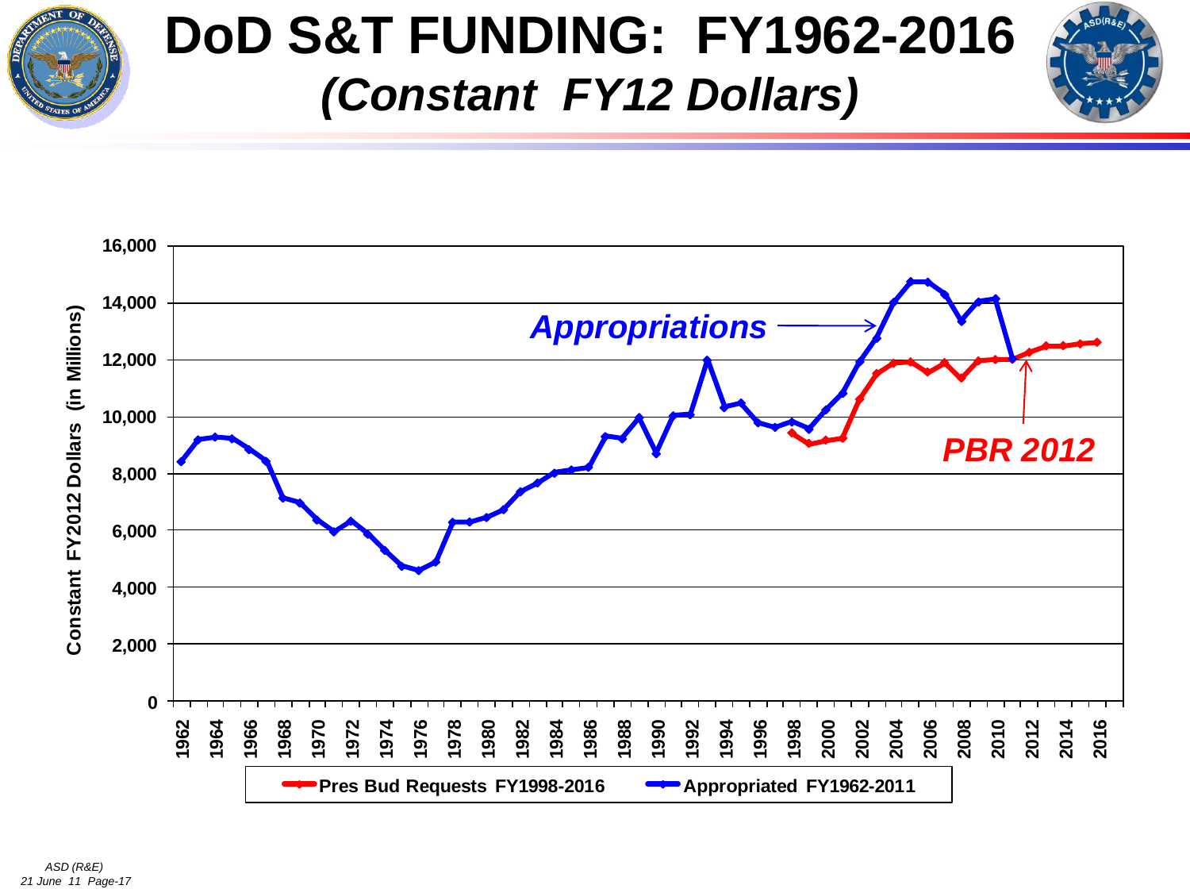# DoD S&T FUNDING: FY1962-2016

## *(Constant FY12 Dollars)*

Constant FY2012 Dollars (in Millions)

*Appropriations*

*PBR 2012*

Pres Bud Requests FY1998-2016 — Appropriated FY1962-2011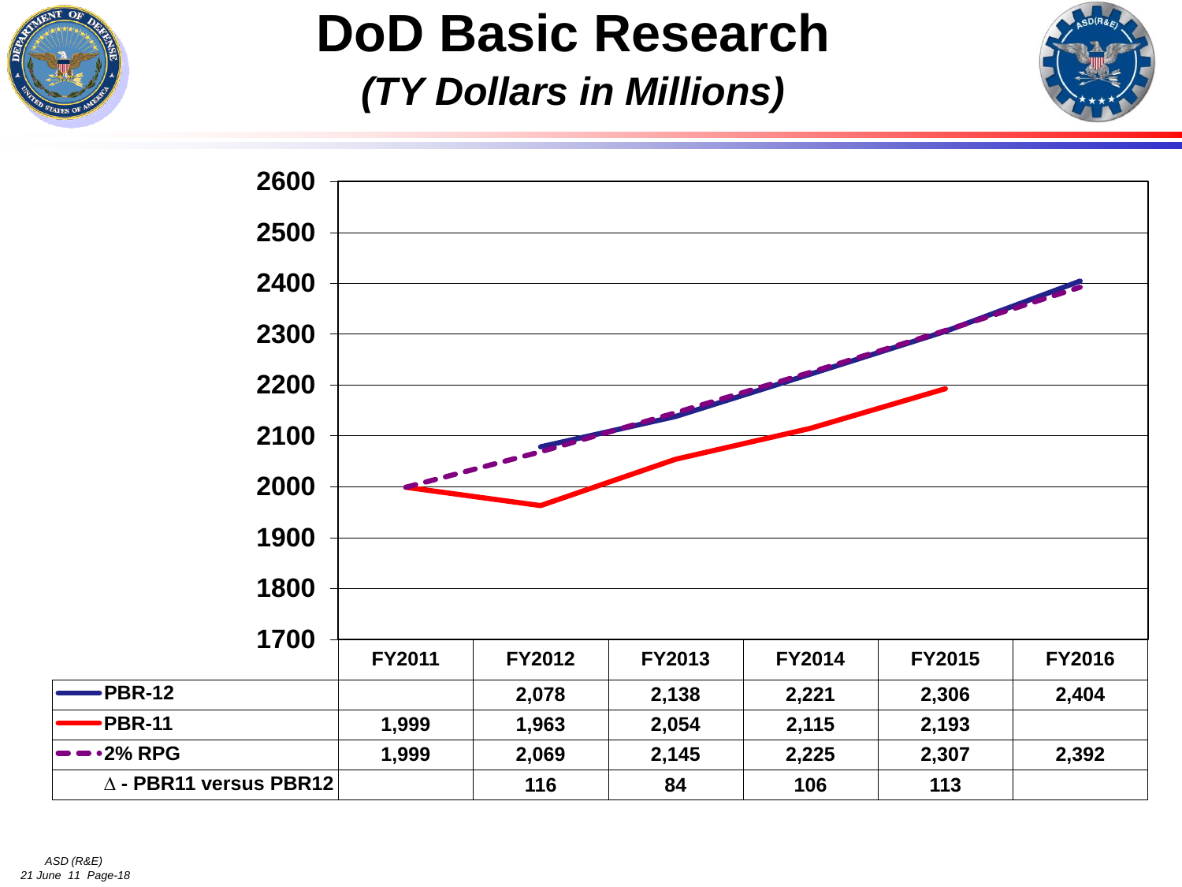# DoD Basic Research

## *(TY Dollars in Millions)*

| | FY2011 | FY2012 | FY2013 | FY2014 | FY2015 | FY2016 |
|---|---|---|---|---|---|---|
| PBR-12 | | 2,078 | 2,138 | 2,221 | 2,306 | 2,404 |
| PBR-11 | 1,999 | 1,963 | 2,054 | 2,115 | 2,193 | |
| 2% RPG | 1,999 | 2,069 | 2,145 | 2,225 | 2,307 | 2,392 |
| ∆ - PBR11 versus PBR12 | | 116 | 84 | 106 | 113 | |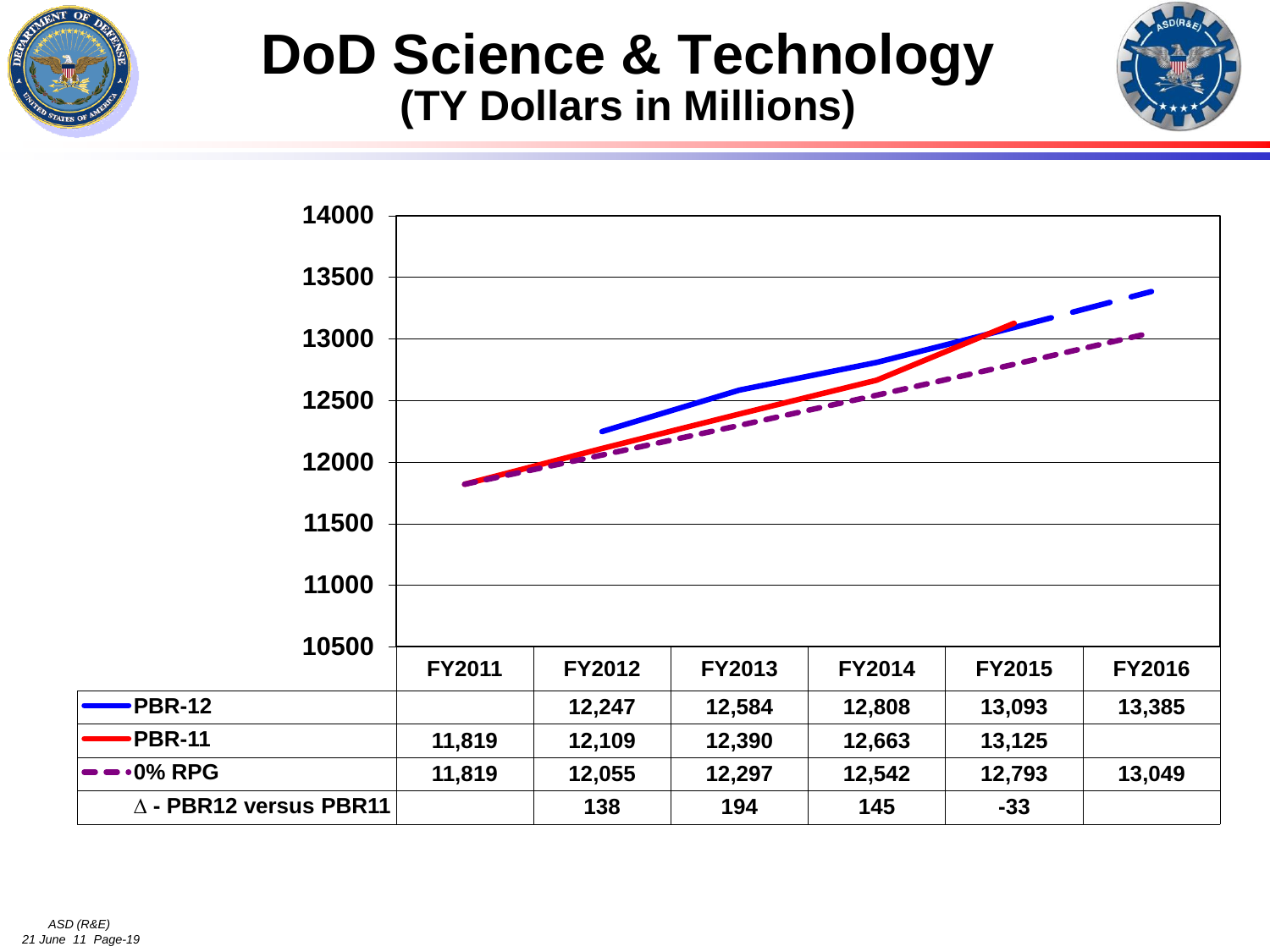# DoD Science & Technology
## (TY Dollars in Millions)

| | FY2011 | FY2012 | FY2013 | FY2014 | FY2015 | FY2016 |
|---|---|---|---|---|---|---|
| PBR-12 | | 12,247 | 12,584 | 12,808 | 13,093 | 13,385 |
| PBR-11 | 11,819 | 12,109 | 12,390 | 12,663 | 13,125 | |
| 0% RPG | 11,819 | 12,055 | 12,297 | 12,542 | 12,793 | 13,049 |
| ∆ - PBR12 versus PBR11 | | 138 | 194 | 145 | -33 | |

*ASD (R&E)*
*21 June 11*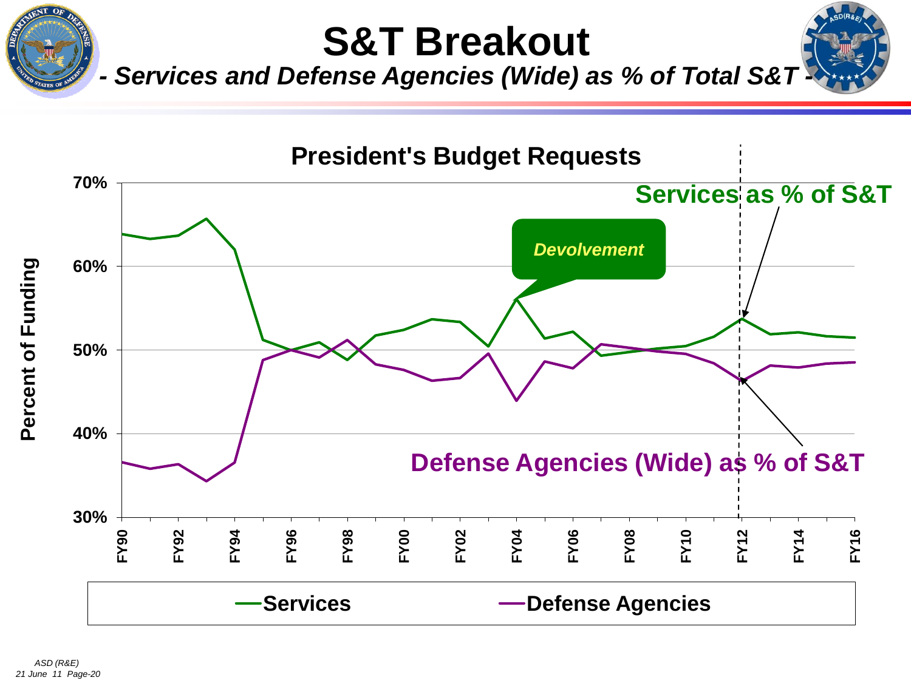# S&T Breakout

### *- Services and Defense Agencies (Wide) as % of Total S&T -*

**President's Budget Requests**

Percent of Funding

70%
60%
50%
40%
30%

FY90 FY92 FY94 FY96 FY98 FY00 FY02 FY04 FY06 FY08 FY10 FY12 FY14 FY16

*Devolvement*

**Services as % of S&T**

**Defense Agencies (Wide) as % of S&T**

Services — Defense Agencies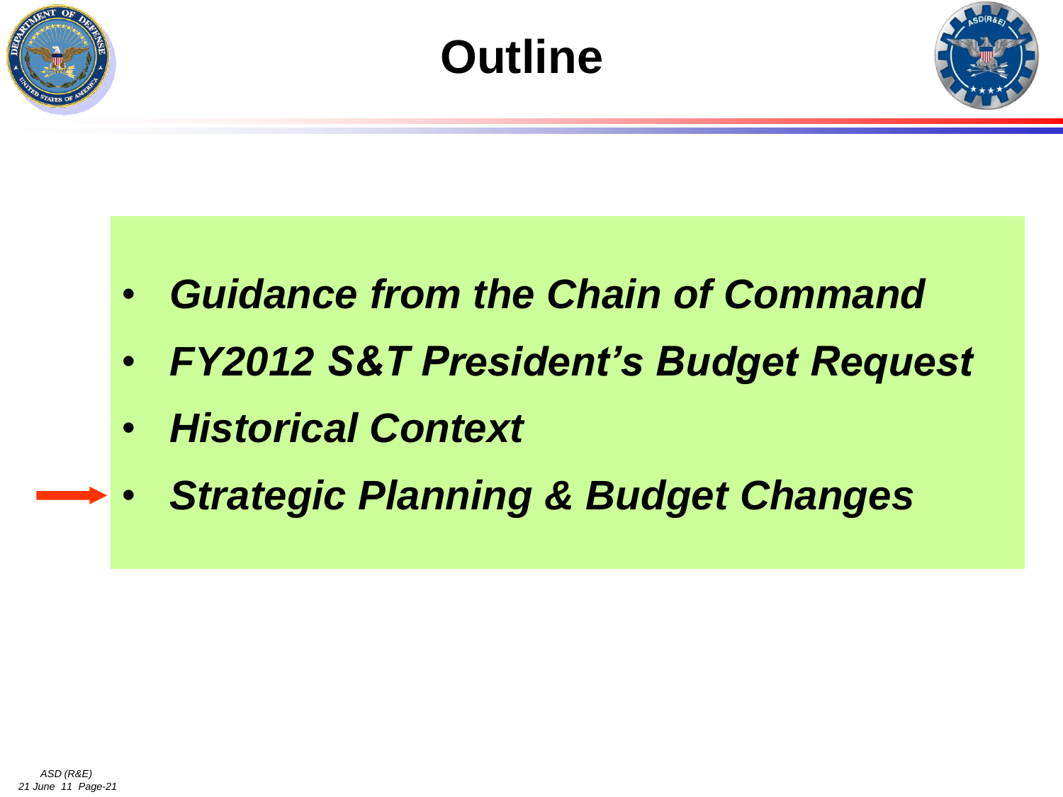# Outline

- ***Guidance from the Chain of Command***
- ***FY2012 S&T President's Budget Request***
- ***Historical Context***
- ***Strategic Planning & Budget Changes***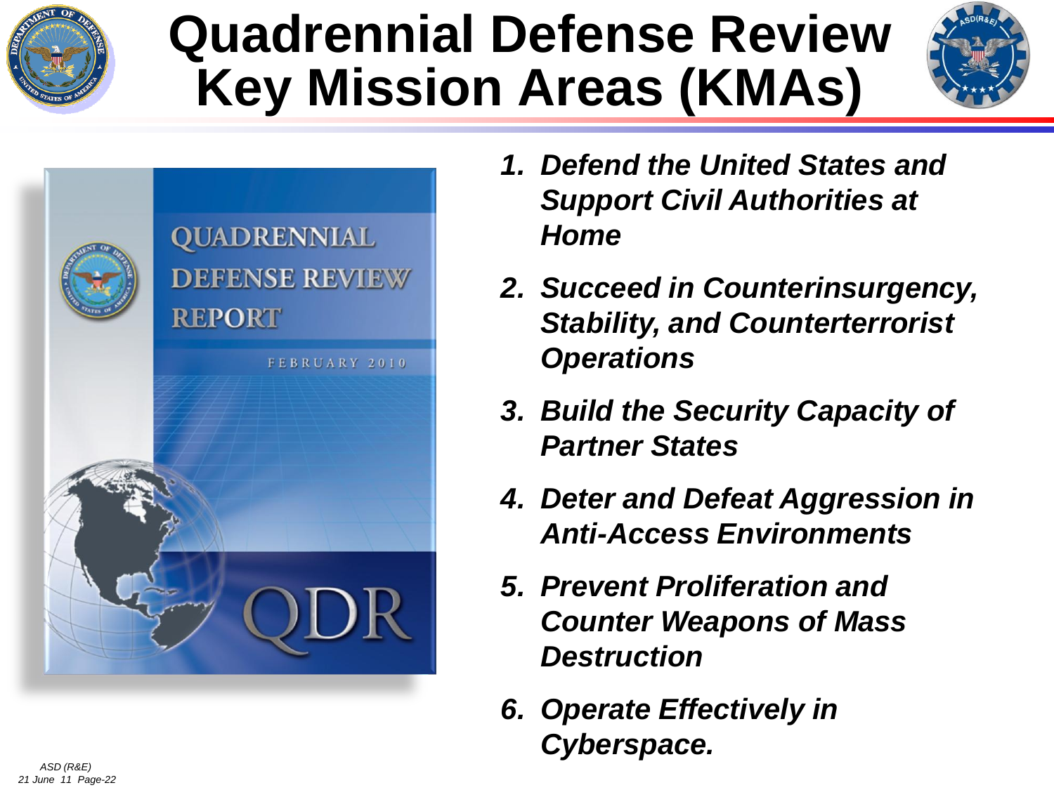# Quadrennial Defense Review Key Mission Areas (KMAs)

1. ***Defend the United States and Support Civil Authorities at Home***
2. ***Succeed in Counterinsurgency, Stability, and Counterterrorist Operations***
3. ***Build the Security Capacity of Partner States***
4. ***Deter and Defeat Aggression in Anti-Access Environments***
5. ***Prevent Proliferation and Counter Weapons of Mass Destruction***
6. ***Operate Effectively in Cyberspace.***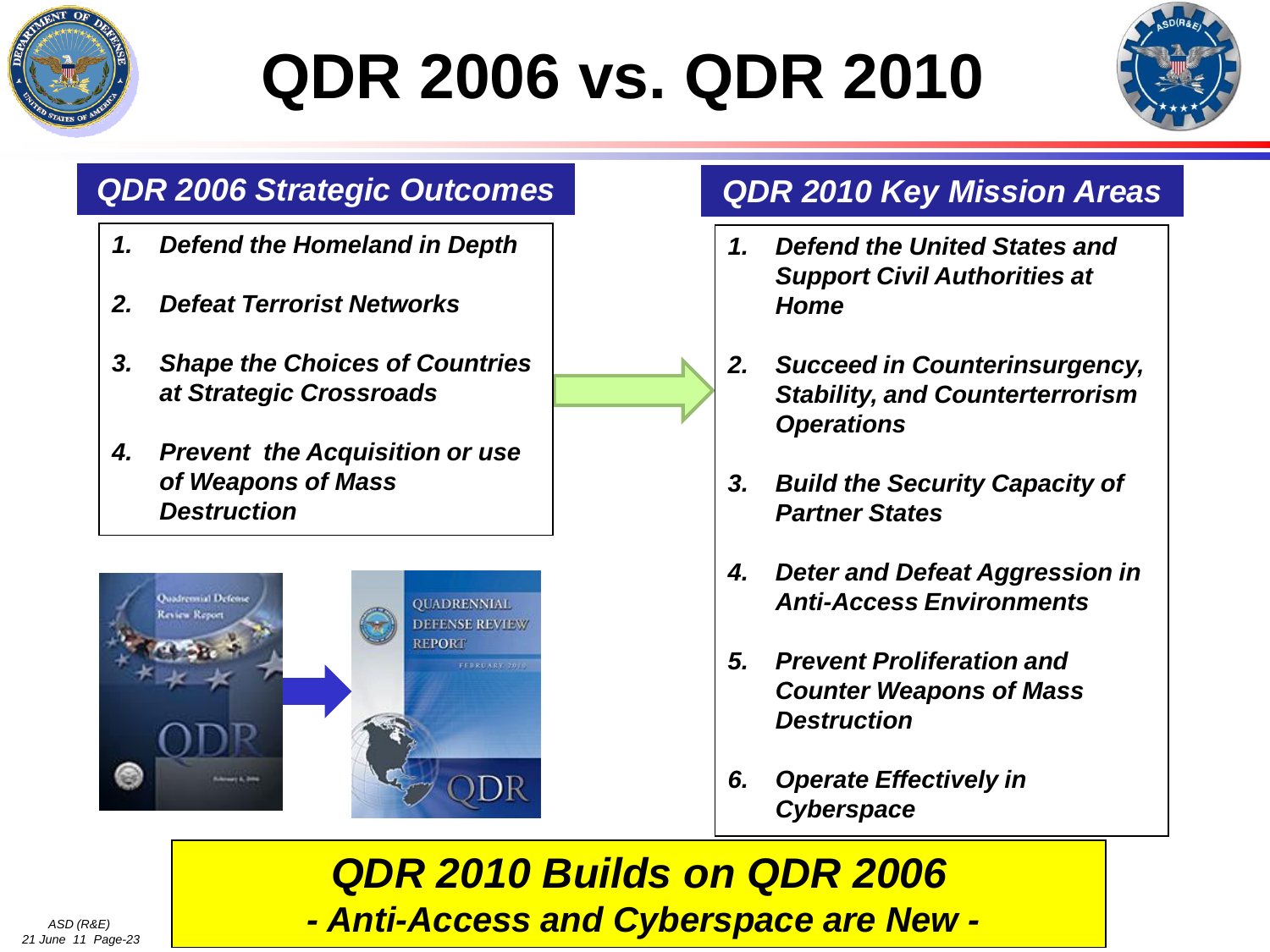# QDR 2006 vs. QDR 2010

## QDR 2006 Strategic Outcomes

1. *Defend the Homeland in Depth*
2. *Defeat Terrorist Networks*
3. *Shape the Choices of Countries at Strategic Crossroads*
4. *Prevent the Acquisition or use of Weapons of Mass Destruction*

## QDR 2010 Key Mission Areas

1. *Defend the United States and Support Civil Authorities at Home*
2. *Succeed in Counterinsurgency, Stability, and Counterterrorism Operations*
3. *Build the Security Capacity of Partner States*
4. *Deter and Defeat Aggression in Anti-Access Environments*
5. *Prevent Proliferation and Counter Weapons of Mass Destruction*
6. *Operate Effectively in Cyberspace*

***QDR 2010 Builds on QDR 2006***

***- Anti-Access and Cyberspace are New -***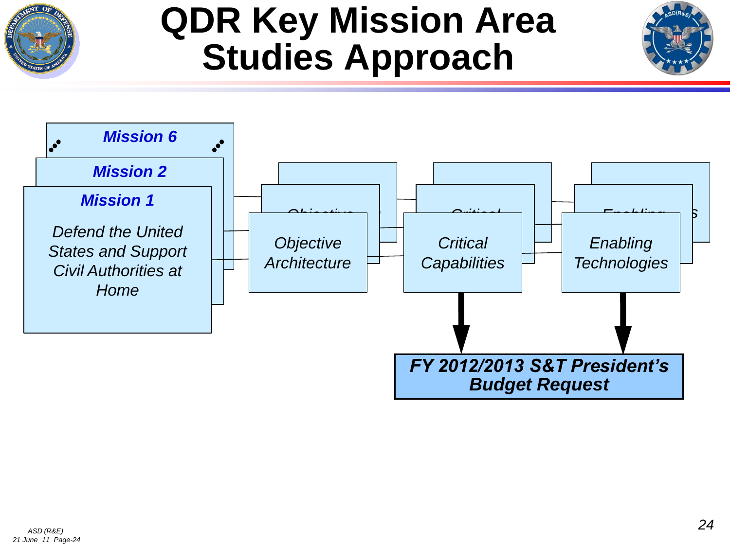# QDR Key Mission Area Studies Approach

**Mission 6**

**Mission 2**

**Mission 1**

*Defend the United States and Support Civil Authorities at Home*

*Objective Architecture*

*Critical Capabilities*

*Enabling Technologies*

***FY 2012/2013 S&T President's Budget Request***

*ASD (R&E)*
*21 June 11 Page-24*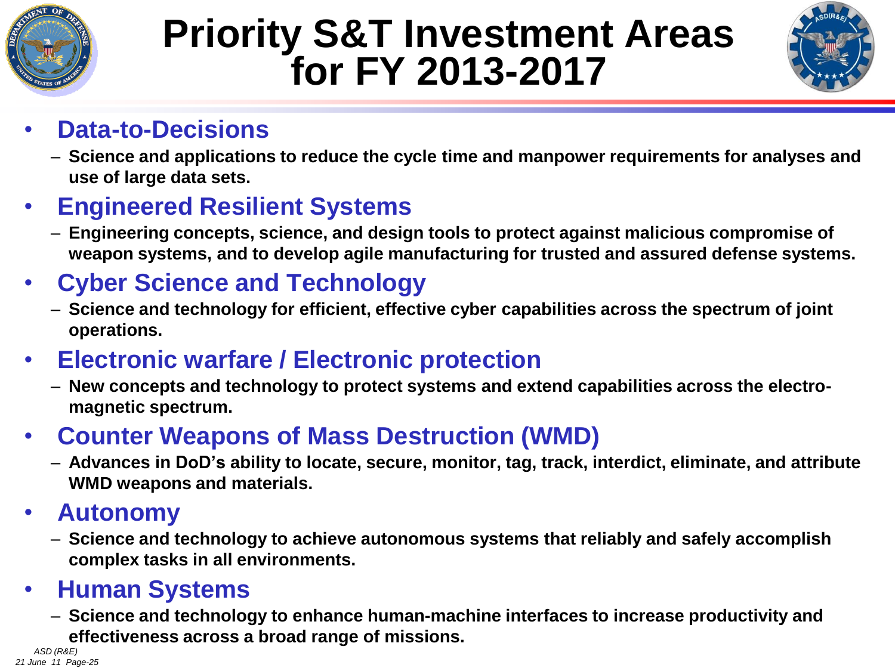# Priority S&T Investment Areas for FY 2013-2017

- **Data-to-Decisions**
  - **Science and applications to reduce the cycle time and manpower requirements for analyses and use of large data sets.**
- **Engineered Resilient Systems**
  - **Engineering concepts, science, and design tools to protect against malicious compromise of weapon systems, and to develop agile manufacturing for trusted and assured defense systems.**
- **Cyber Science and Technology**
  - **Science and technology for efficient, effective cyber capabilities across the spectrum of joint operations.**
- **Electronic warfare / Electronic protection**
  - **New concepts and technology to protect systems and extend capabilities across the electro-magnetic spectrum.**
- **Counter Weapons of Mass Destruction (WMD)**
  - **Advances in DoD's ability to locate, secure, monitor, tag, track, interdict, eliminate, and attribute WMD weapons and materials.**
- **Autonomy**
  - **Science and technology to achieve autonomous systems that reliably and safely accomplish complex tasks in all environments.**
- **Human Systems**
  - **Science and technology to enhance human-machine interfaces to increase productivity and effectiveness across a broad range of missions.**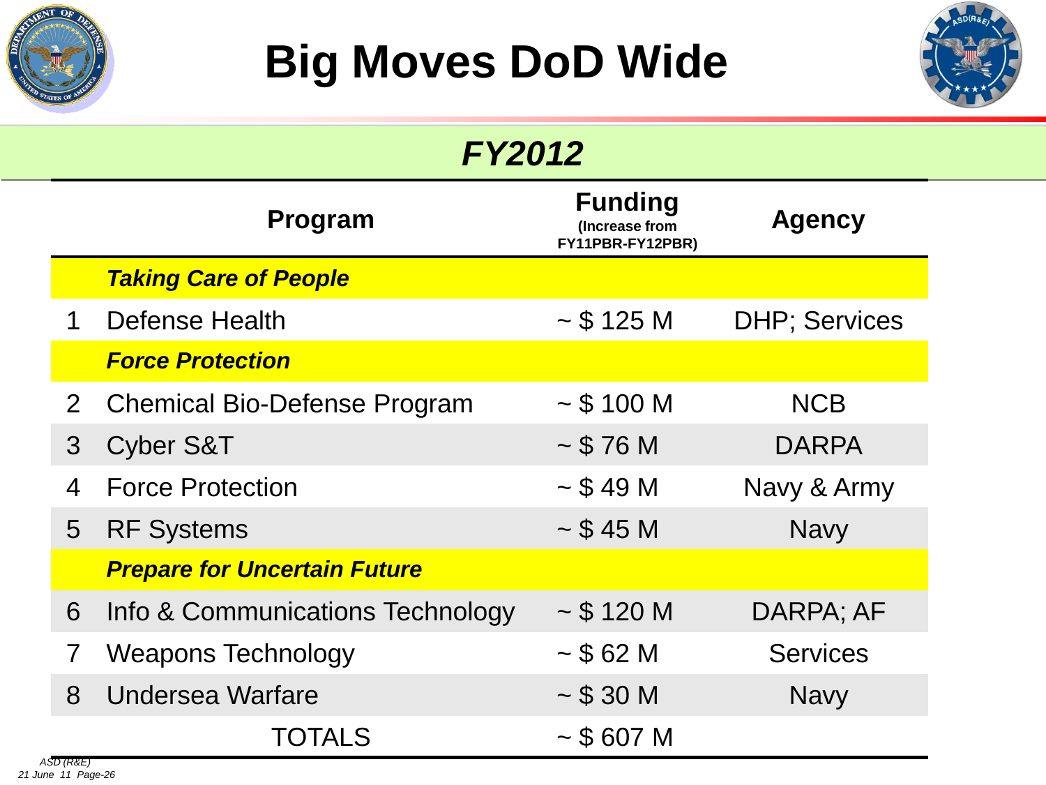# Big Moves DoD Wide

## *FY2012*

| | Program | Funding (Increase from FY11PBR-FY12PBR) | Agency |
|---|---|---|---|
| | ***Taking Care of People*** | | |
| 1 | Defense Health | ~ $ 125 M | DHP; Services |
| | ***Force Protection*** | | |
| 2 | Chemical Bio-Defense Program | ~ $ 100 M | NCB |
| 3 | Cyber S&T | ~ $ 76 M | DARPA |
| 4 | Force Protection | ~ $ 49 M | Navy & Army |
| 5 | RF Systems | ~ $ 45 M | Navy |
| | ***Prepare for Uncertain Future*** | | |
| 6 | Info & Communications Technology | ~ $ 120 M | DARPA; AF |
| 7 | Weapons Technology | ~ $ 62 M | Services |
| 8 | Undersea Warfare | ~ $ 30 M | Navy |
| | TOTALS | ~ $ 607 M | |

*ASD (R&E)*
*21 June 11*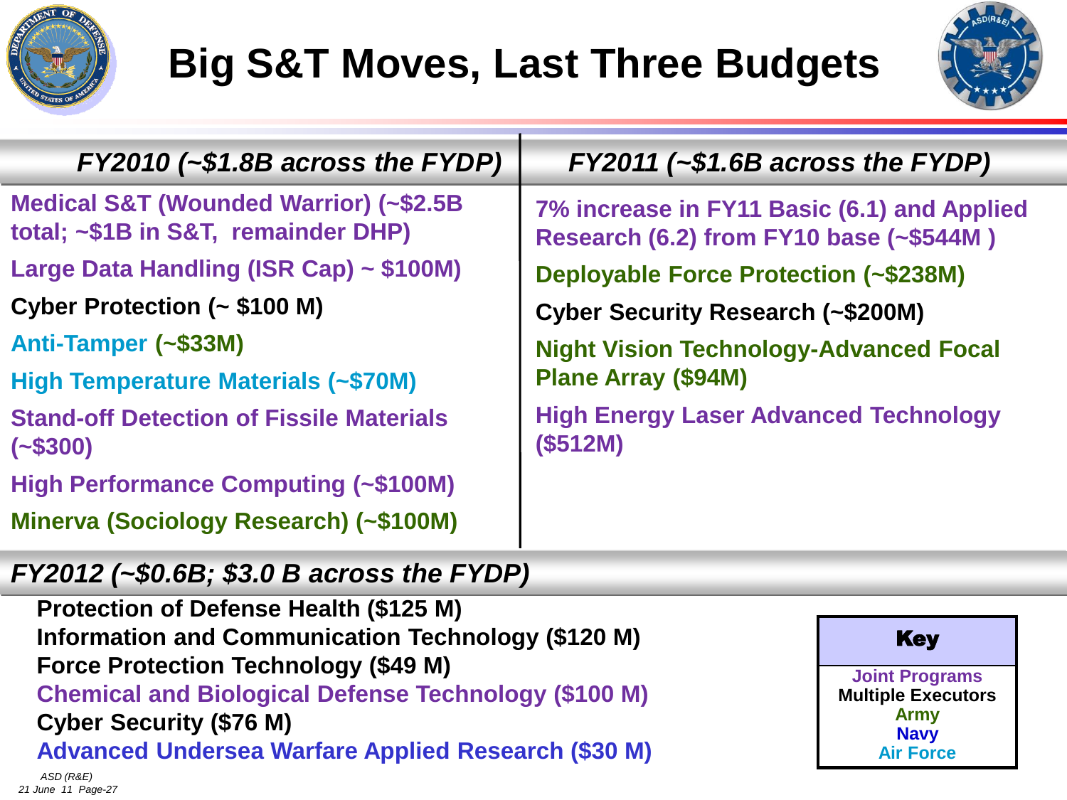# Big S&T Moves, Last Three Budgets

| *FY2010 (~$1.8B across the FYDP)* | *FY2011 (~$1.6B across the FYDP)* |
|---|---|
| Medical S&T (Wounded Warrior) (~$2.5B total; ~$1B in S&T, remainder DHP) | 7% increase in FY11 Basic (6.1) and Applied Research (6.2) from FY10 base (~$544M ) |
| Large Data Handling (ISR Cap) ~ $100M) | Deployable Force Protection (~$238M) |
| Cyber Protection (~ $100 M) | Cyber Security Research (~$200M) |
| Anti-Tamper (~$33M) | Night Vision Technology-Advanced Focal Plane Array ($94M) |
| High Temperature Materials (~$70M) | High Energy Laser Advanced Technology ($512M) |
| Stand-off Detection of Fissile Materials (~$300) | |
| High Performance Computing (~$100M) | |
| Minerva (Sociology Research) (~$100M) | |

*FY2012 (~$0.6B; $3.0 B across the FYDP)*

- Protection of Defense Health ($125 M)
- Information and Communication Technology ($120 M)
- Force Protection Technology ($49 M)
- Chemical and Biological Defense Technology ($100 M)
- Cyber Security ($76 M)
- Advanced Undersea Warfare Applied Research ($30 M)

| Key |
|---|
| Joint Programs |
| Multiple Executors |
| Army |
| Navy |
| Air Force |

ASD (R&E)
21 June 11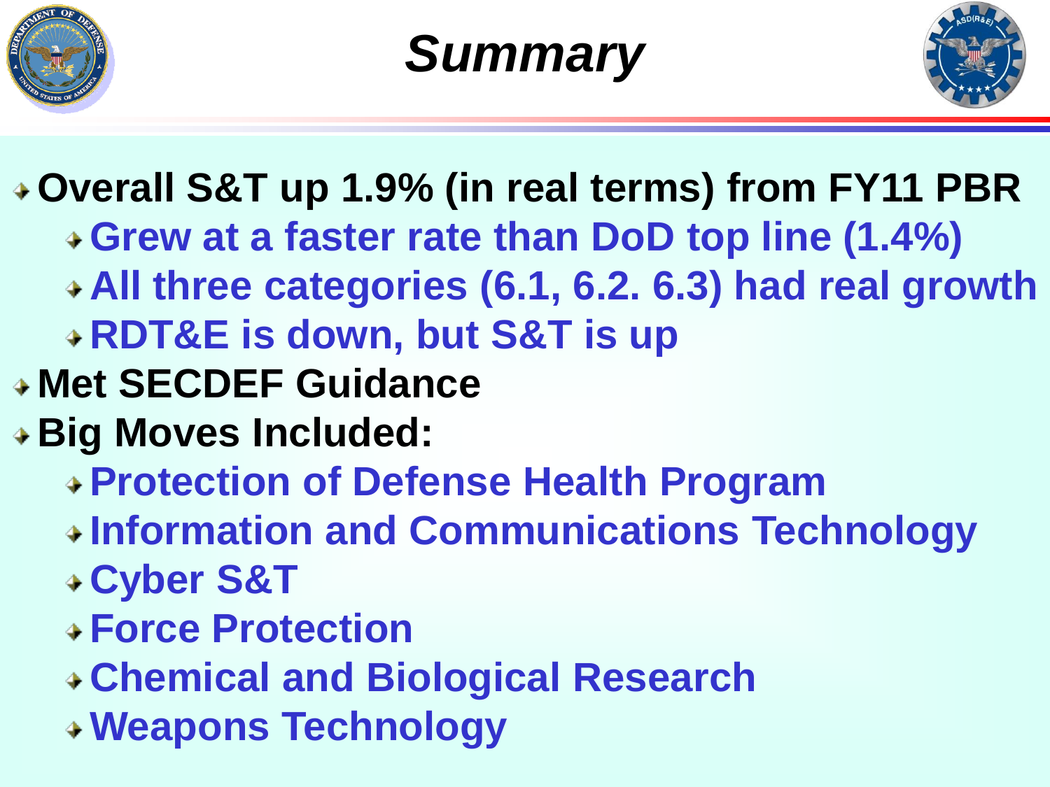# Summary

- Overall S&T up 1.9% (in real terms) from FY11 PBR
  - Grew at a faster rate than DoD top line (1.4%)
  - All three categories (6.1, 6.2. 6.3) had real growth
  - RDT&E is down, but S&T is up
- Met SECDEF Guidance
- Big Moves Included:
  - Protection of Defense Health Program
  - Information and Communications Technology
  - Cyber S&T
  - Force Protection
  - Chemical and Biological Research
  - Weapons Technology